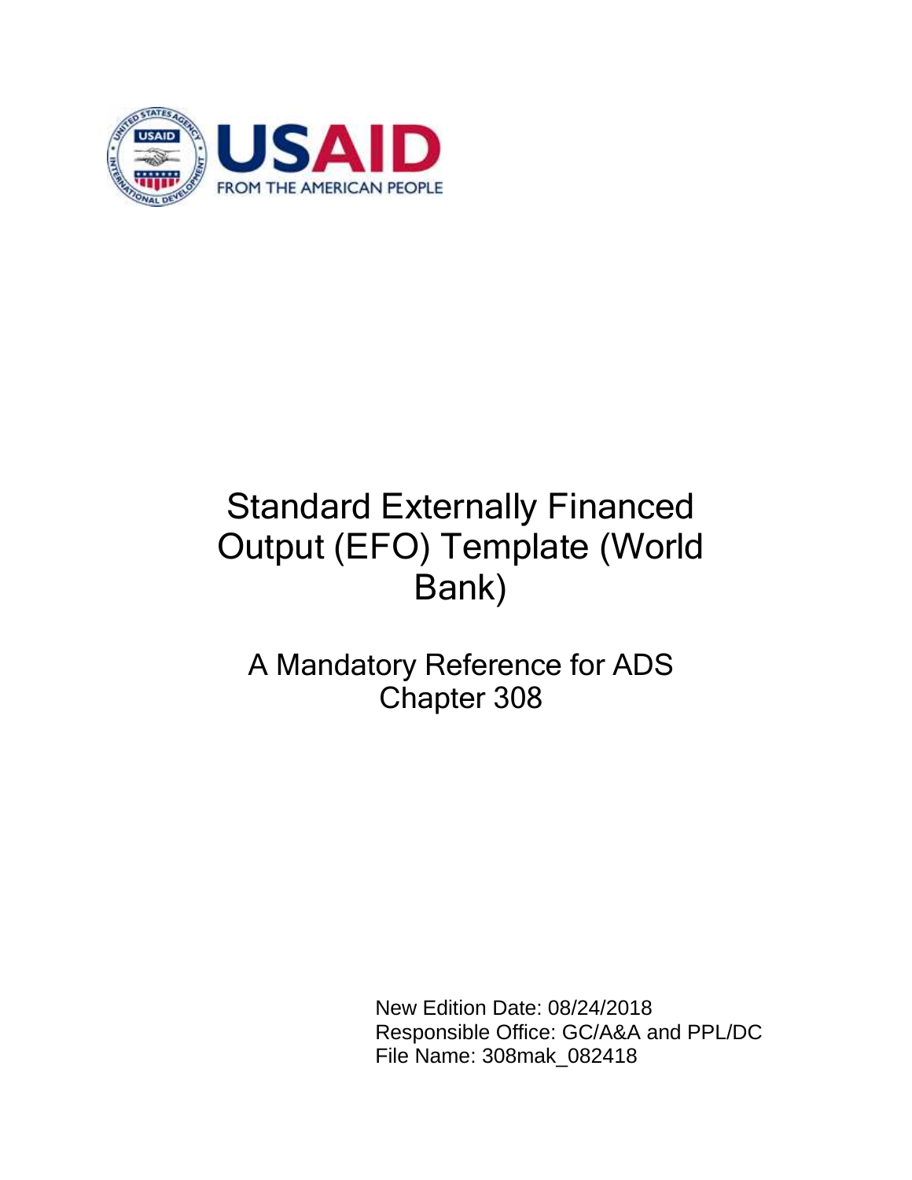# Standard Externally Financed Output (EFO) Template (World Bank)

## A Mandatory Reference for ADS Chapter 308

New Edition Date: 08/24/2018
Responsible Office: GC/A&A and PPL/DC
File Name: 308mak_082418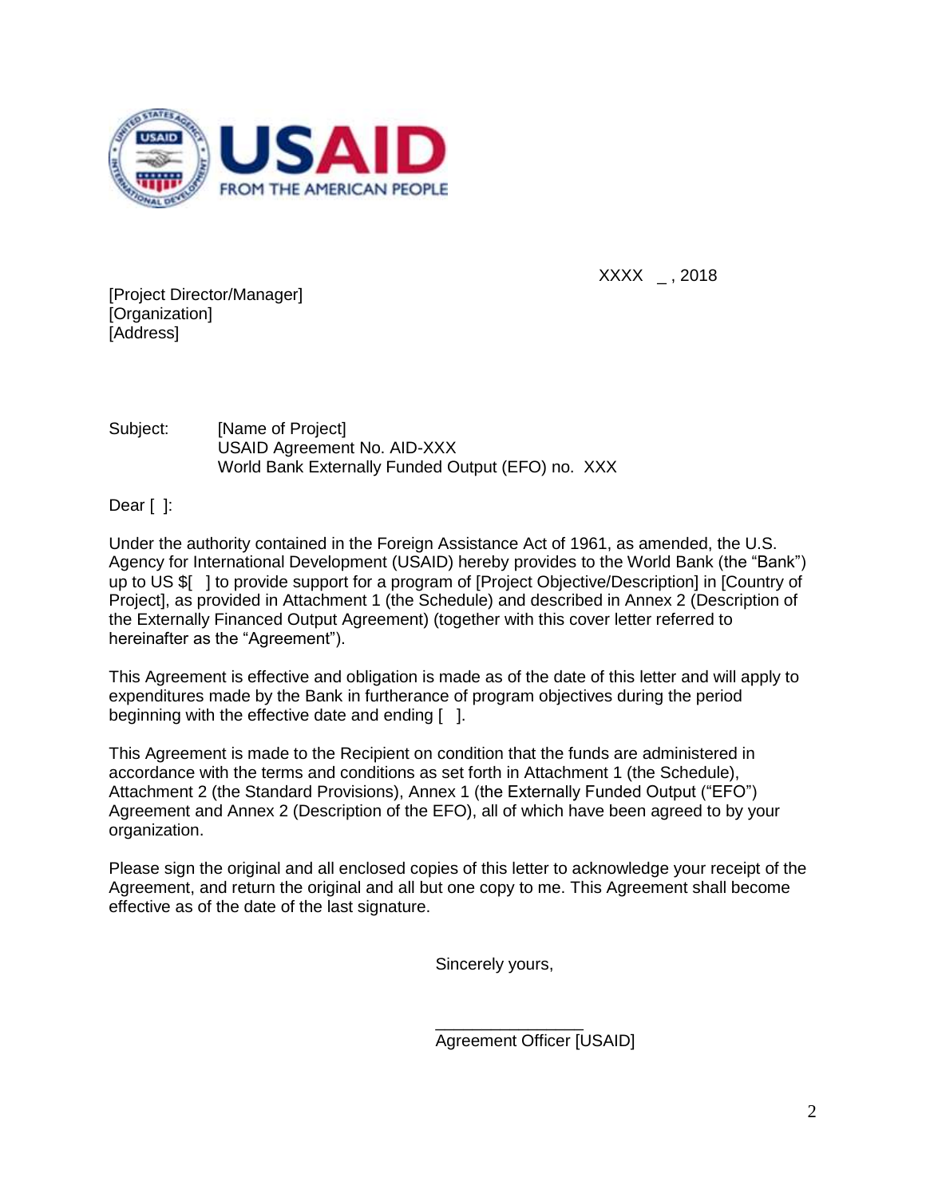XXXX _ , 2018

[Project Director/Manager]
[Organization]
[Address]

Subject: [Name of Project]
USAID Agreement No. AID-XXX
World Bank Externally Funded Output (EFO) no. XXX

Dear [ ]:

Under the authority contained in the Foreign Assistance Act of 1961, as amended, the U.S. Agency for International Development (USAID) hereby provides to the World Bank (the "Bank") up to US $[ ] to provide support for a program of [Project Objective/Description] in [Country of Project], as provided in Attachment 1 (the Schedule) and described in Annex 2 (Description of the Externally Financed Output Agreement) (together with this cover letter referred to hereinafter as the "Agreement").

This Agreement is effective and obligation is made as of the date of this letter and will apply to expenditures made by the Bank in furtherance of program objectives during the period beginning with the effective date and ending [ ].

This Agreement is made to the Recipient on condition that the funds are administered in accordance with the terms and conditions as set forth in Attachment 1 (the Schedule), Attachment 2 (the Standard Provisions), Annex 1 (the Externally Funded Output ("EFO") Agreement and Annex 2 (Description of the EFO), all of which have been agreed to by your organization.

Please sign the original and all enclosed copies of this letter to acknowledge your receipt of the Agreement, and return the original and all but one copy to me. This Agreement shall become effective as of the date of the last signature.

Sincerely yours,

_______________
Agreement Officer [USAID]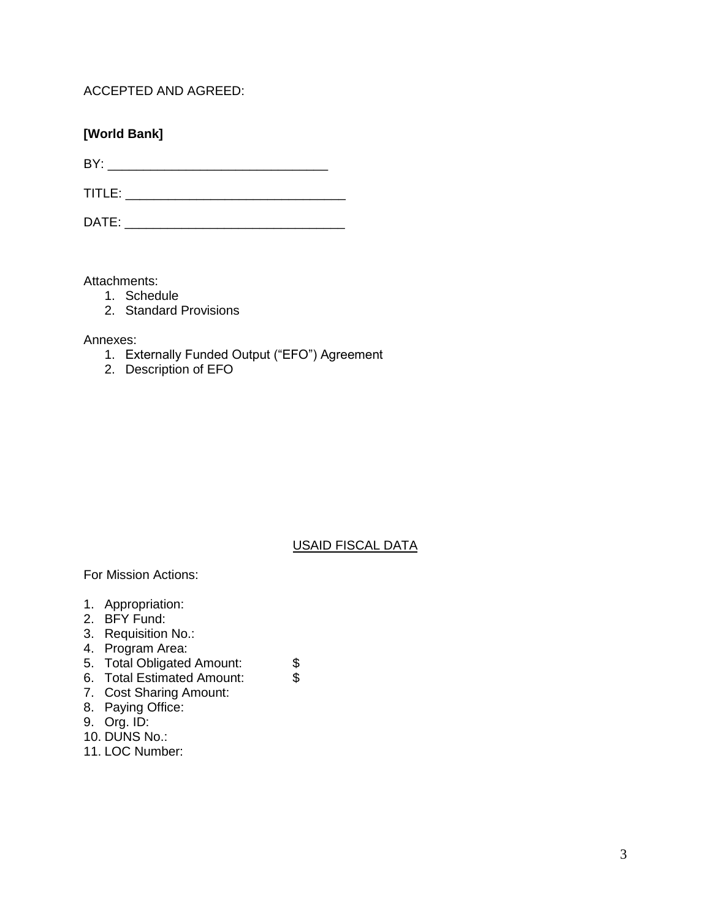ACCEPTED AND AGREED:

**[World Bank]**

BY: ________________________________

TITLE: ________________________________

DATE: ________________________________

Attachments:

1. Schedule
2. Standard Provisions

Annexes:

1. Externally Funded Output ("EFO") Agreement
2. Description of EFO

<u>USAID FISCAL DATA</u>

For Mission Actions:

1. Appropriation:
2. BFY Fund:
3. Requisition No.:
4. Program Area:
5. Total Obligated Amount: $
6. Total Estimated Amount: $
7. Cost Sharing Amount:
8. Paying Office:
9. Org. ID:
10. DUNS No.:
11. LOC Number: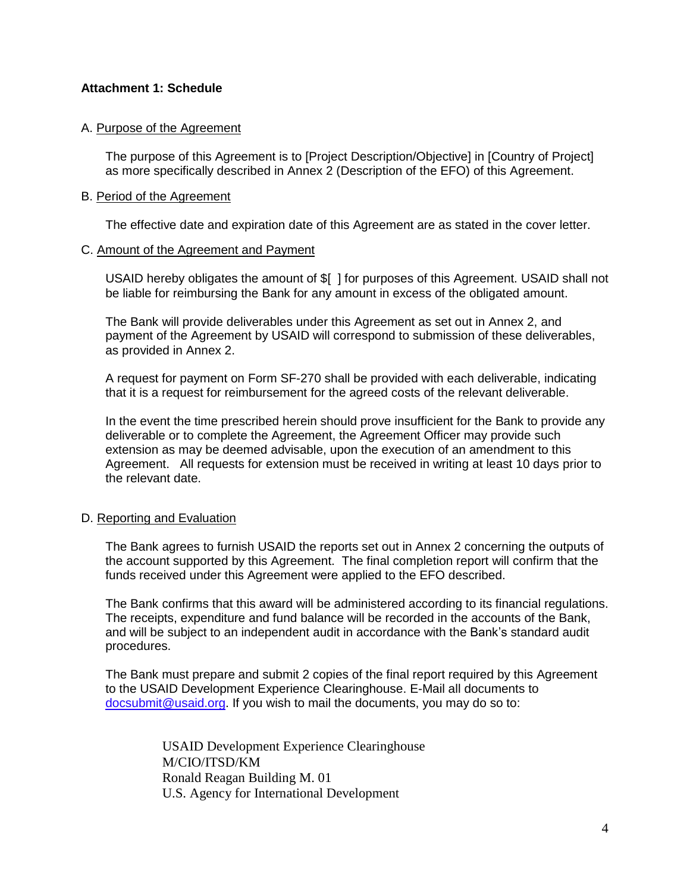**Attachment 1: Schedule**

A. Purpose of the Agreement

The purpose of this Agreement is to [Project Description/Objective] in [Country of Project] as more specifically described in Annex 2 (Description of the EFO) of this Agreement.

B. Period of the Agreement

The effective date and expiration date of this Agreement are as stated in the cover letter.

C. Amount of the Agreement and Payment

USAID hereby obligates the amount of $[ ] for purposes of this Agreement. USAID shall not be liable for reimbursing the Bank for any amount in excess of the obligated amount.

The Bank will provide deliverables under this Agreement as set out in Annex 2, and payment of the Agreement by USAID will correspond to submission of these deliverables, as provided in Annex 2.

A request for payment on Form SF-270 shall be provided with each deliverable, indicating that it is a request for reimbursement for the agreed costs of the relevant deliverable.

In the event the time prescribed herein should prove insufficient for the Bank to provide any deliverable or to complete the Agreement, the Agreement Officer may provide such extension as may be deemed advisable, upon the execution of an amendment to this Agreement. All requests for extension must be received in writing at least 10 days prior to the relevant date.

D. Reporting and Evaluation

The Bank agrees to furnish USAID the reports set out in Annex 2 concerning the outputs of the account supported by this Agreement. The final completion report will confirm that the funds received under this Agreement were applied to the EFO described.

The Bank confirms that this award will be administered according to its financial regulations. The receipts, expenditure and fund balance will be recorded in the accounts of the Bank, and will be subject to an independent audit in accordance with the Bank's standard audit procedures.

The Bank must prepare and submit 2 copies of the final report required by this Agreement to the USAID Development Experience Clearinghouse. E-Mail all documents to docsubmit@usaid.org. If you wish to mail the documents, you may do so to:

USAID Development Experience Clearinghouse
M/CIO/ITSD/KM
Ronald Reagan Building M. 01
U.S. Agency for International Development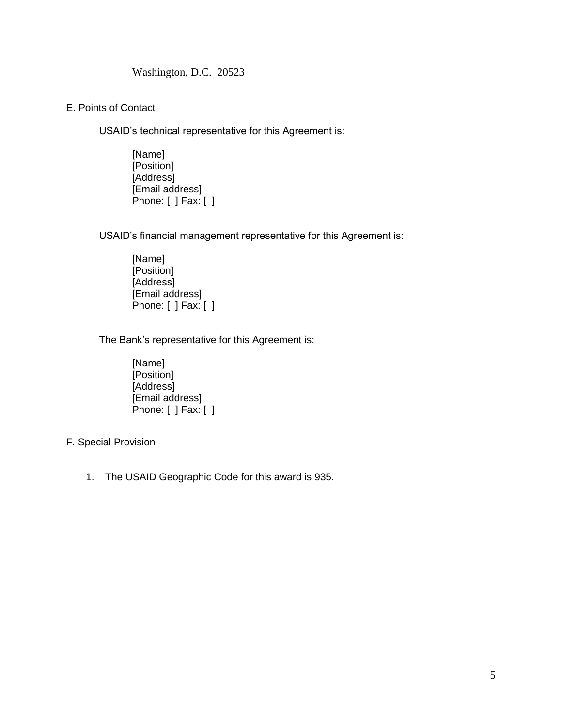Washington, D.C. 20523

E. Points of Contact

USAID's technical representative for this Agreement is:

[Name]
[Position]
[Address]
[Email address]
Phone: [ ] Fax: [ ]

USAID's financial management representative for this Agreement is:

[Name]
[Position]
[Address]
[Email address]
Phone: [ ] Fax: [ ]

The Bank's representative for this Agreement is:

[Name]
[Position]
[Address]
[Email address]
Phone: [ ] Fax: [ ]

F. <u>Special Provision</u>

1. The USAID Geographic Code for this award is 935.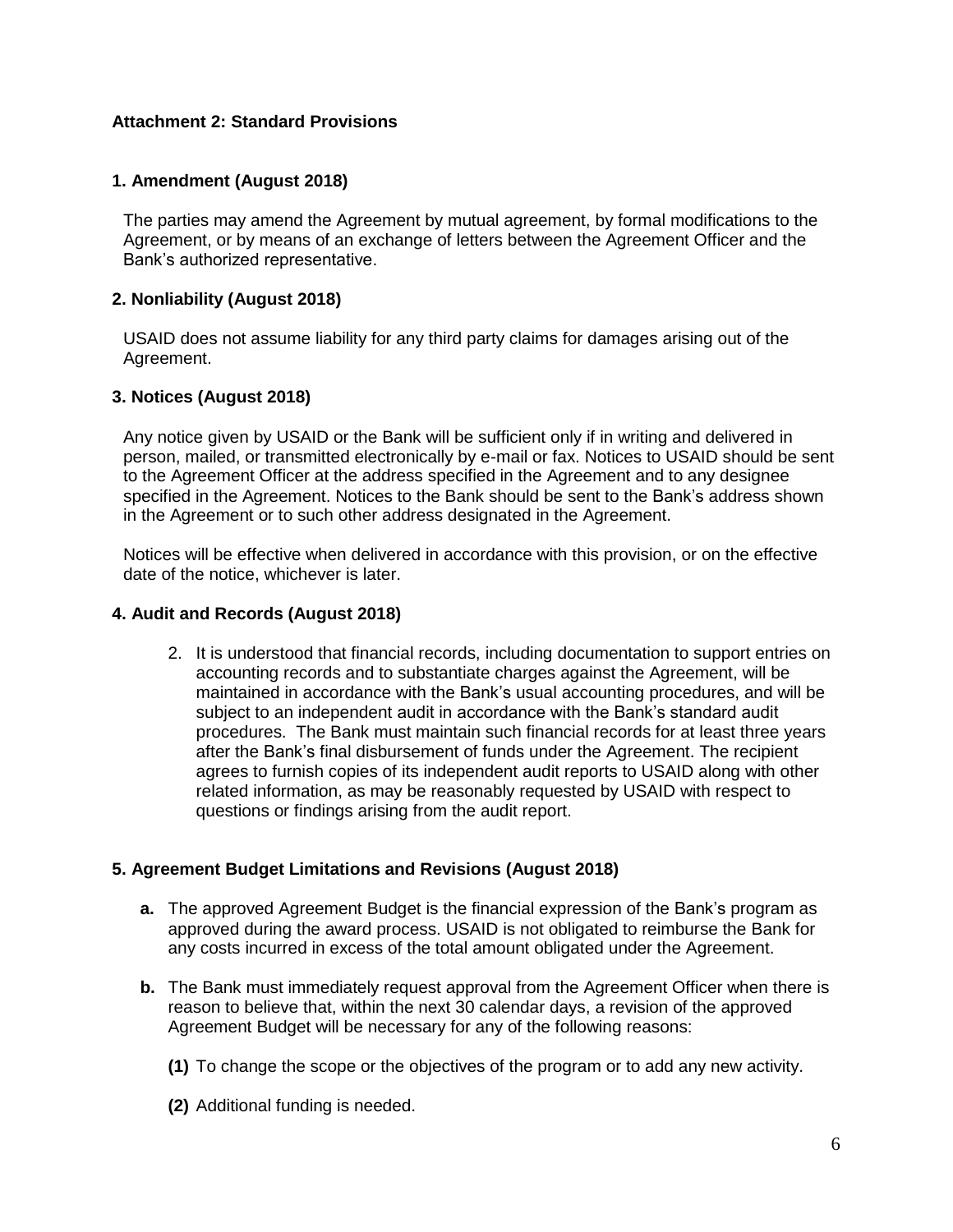## Attachment 2: Standard Provisions

### 1. Amendment (August 2018)

The parties may amend the Agreement by mutual agreement, by formal modifications to the Agreement, or by means of an exchange of letters between the Agreement Officer and the Bank's authorized representative.

### 2. Nonliability (August 2018)

USAID does not assume liability for any third party claims for damages arising out of the Agreement.

### 3. Notices (August 2018)

Any notice given by USAID or the Bank will be sufficient only if in writing and delivered in person, mailed, or transmitted electronically by e-mail or fax. Notices to USAID should be sent to the Agreement Officer at the address specified in the Agreement and to any designee specified in the Agreement. Notices to the Bank should be sent to the Bank's address shown in the Agreement or to such other address designated in the Agreement.

Notices will be effective when delivered in accordance with this provision, or on the effective date of the notice, whichever is later.

### 4. Audit and Records (August 2018)

2. It is understood that financial records, including documentation to support entries on accounting records and to substantiate charges against the Agreement, will be maintained in accordance with the Bank's usual accounting procedures, and will be subject to an independent audit in accordance with the Bank's standard audit procedures. The Bank must maintain such financial records for at least three years after the Bank's final disbursement of funds under the Agreement. The recipient agrees to furnish copies of its independent audit reports to USAID along with other related information, as may be reasonably requested by USAID with respect to questions or findings arising from the audit report.

### 5. Agreement Budget Limitations and Revisions (August 2018)

**a.** The approved Agreement Budget is the financial expression of the Bank's program as approved during the award process. USAID is not obligated to reimburse the Bank for any costs incurred in excess of the total amount obligated under the Agreement.

**b.** The Bank must immediately request approval from the Agreement Officer when there is reason to believe that, within the next 30 calendar days, a revision of the approved Agreement Budget will be necessary for any of the following reasons:

**(1)** To change the scope or the objectives of the program or to add any new activity.

**(2)** Additional funding is needed.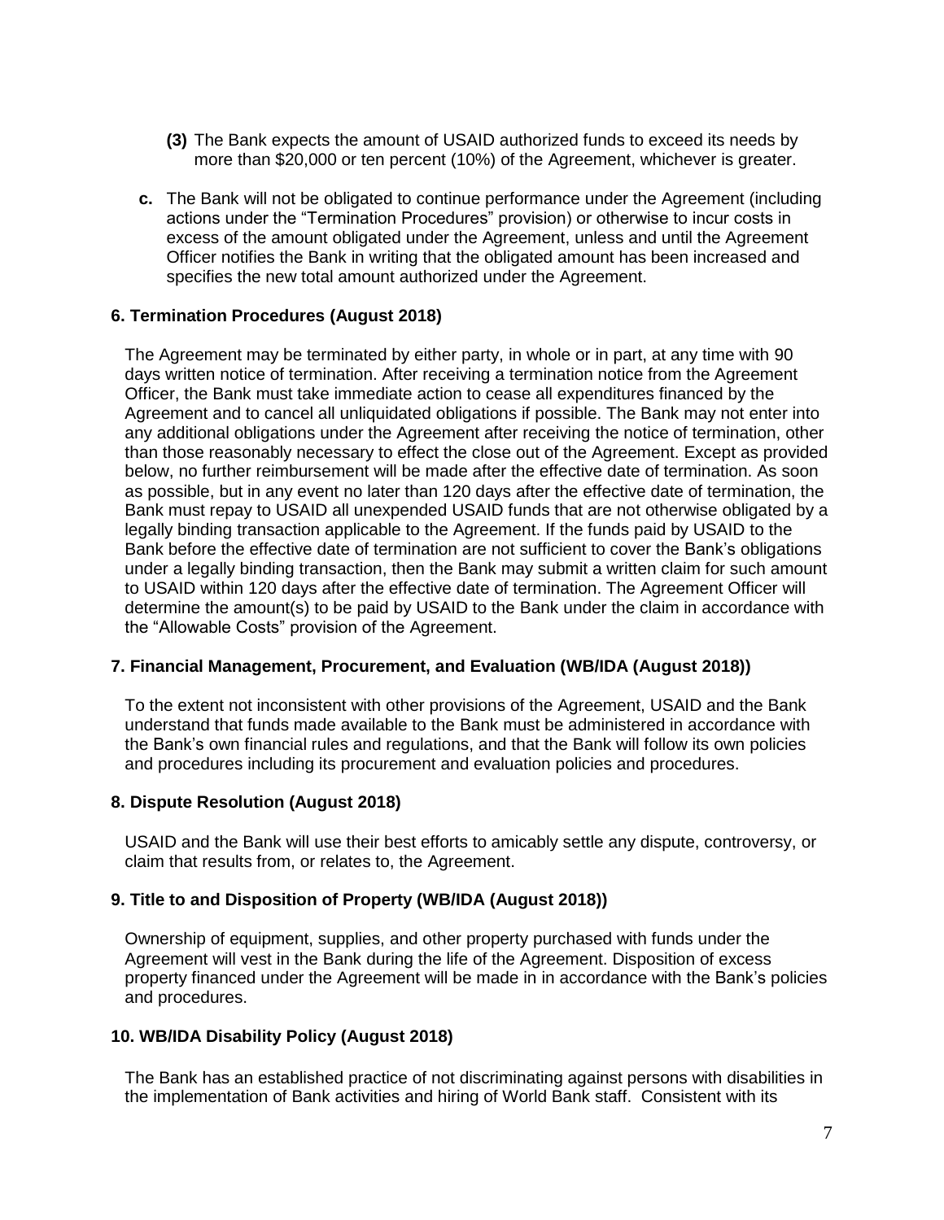**(3)** The Bank expects the amount of USAID authorized funds to exceed its needs by more than $20,000 or ten percent (10%) of the Agreement, whichever is greater.

**c.** The Bank will not be obligated to continue performance under the Agreement (including actions under the "Termination Procedures" provision) or otherwise to incur costs in excess of the amount obligated under the Agreement, unless and until the Agreement Officer notifies the Bank in writing that the obligated amount has been increased and specifies the new total amount authorized under the Agreement.

**6. Termination Procedures (August 2018)**

The Agreement may be terminated by either party, in whole or in part, at any time with 90 days written notice of termination. After receiving a termination notice from the Agreement Officer, the Bank must take immediate action to cease all expenditures financed by the Agreement and to cancel all unliquidated obligations if possible. The Bank may not enter into any additional obligations under the Agreement after receiving the notice of termination, other than those reasonably necessary to effect the close out of the Agreement. Except as provided below, no further reimbursement will be made after the effective date of termination. As soon as possible, but in any event no later than 120 days after the effective date of termination, the Bank must repay to USAID all unexpended USAID funds that are not otherwise obligated by a legally binding transaction applicable to the Agreement. If the funds paid by USAID to the Bank before the effective date of termination are not sufficient to cover the Bank's obligations under a legally binding transaction, then the Bank may submit a written claim for such amount to USAID within 120 days after the effective date of termination. The Agreement Officer will determine the amount(s) to be paid by USAID to the Bank under the claim in accordance with the "Allowable Costs" provision of the Agreement.

**7. Financial Management, Procurement, and Evaluation (WB/IDA (August 2018))**

To the extent not inconsistent with other provisions of the Agreement, USAID and the Bank understand that funds made available to the Bank must be administered in accordance with the Bank's own financial rules and regulations, and that the Bank will follow its own policies and procedures including its procurement and evaluation policies and procedures.

**8. Dispute Resolution (August 2018)**

USAID and the Bank will use their best efforts to amicably settle any dispute, controversy, or claim that results from, or relates to, the Agreement.

**9. Title to and Disposition of Property (WB/IDA (August 2018))**

Ownership of equipment, supplies, and other property purchased with funds under the Agreement will vest in the Bank during the life of the Agreement. Disposition of excess property financed under the Agreement will be made in in accordance with the Bank's policies and procedures.

**10. WB/IDA Disability Policy (August 2018)**

The Bank has an established practice of not discriminating against persons with disabilities in the implementation of Bank activities and hiring of World Bank staff. Consistent with its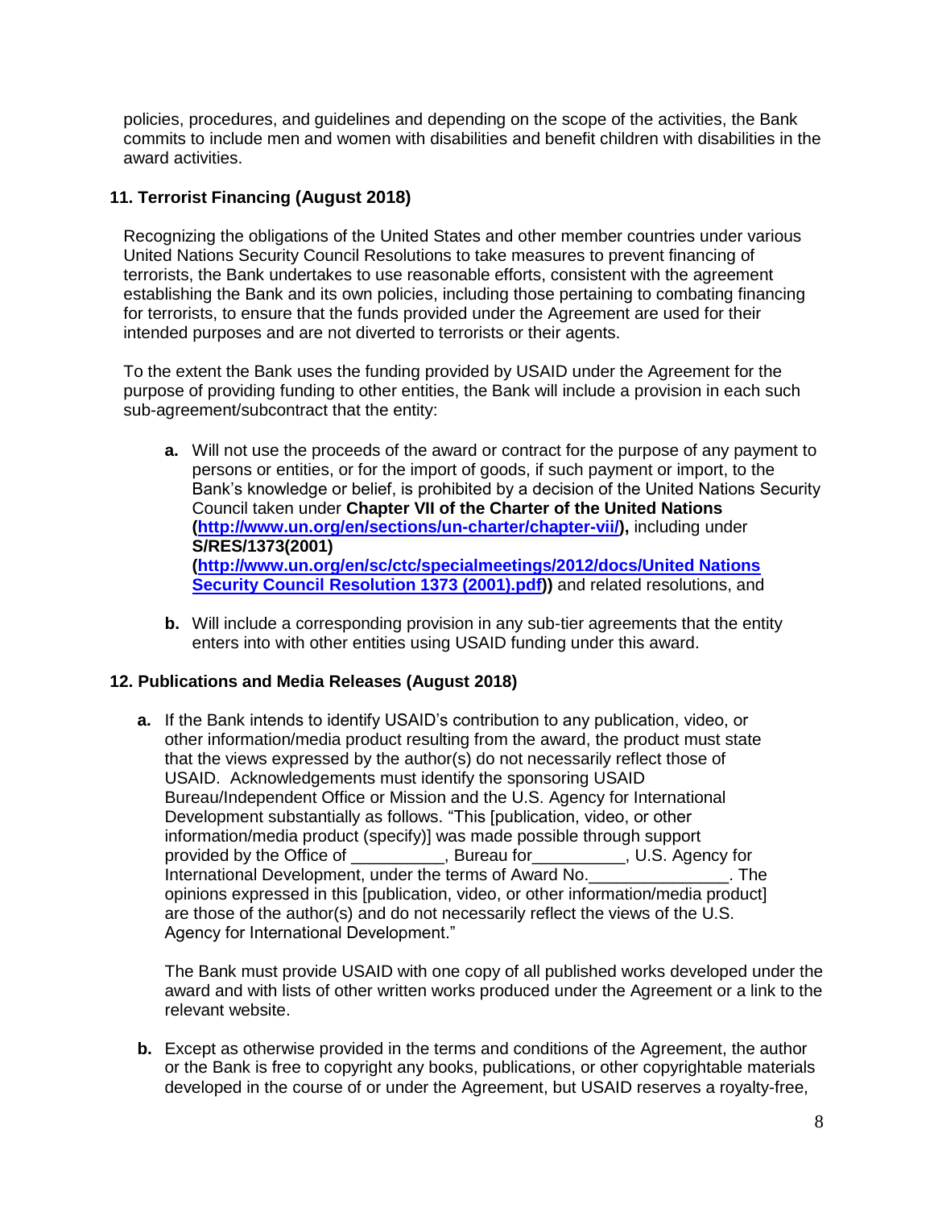policies, procedures, and guidelines and depending on the scope of the activities, the Bank commits to include men and women with disabilities and benefit children with disabilities in the award activities.

### 11. Terrorist Financing (August 2018)

Recognizing the obligations of the United States and other member countries under various United Nations Security Council Resolutions to take measures to prevent financing of terrorists, the Bank undertakes to use reasonable efforts, consistent with the agreement establishing the Bank and its own policies, including those pertaining to combating financing for terrorists, to ensure that the funds provided under the Agreement are used for their intended purposes and are not diverted to terrorists or their agents.

To the extent the Bank uses the funding provided by USAID under the Agreement for the purpose of providing funding to other entities, the Bank will include a provision in each such sub-agreement/subcontract that the entity:

- **a.** Will not use the proceeds of the award or contract for the purpose of any payment to persons or entities, or for the import of goods, if such payment or import, to the Bank's knowledge or belief, is prohibited by a decision of the United Nations Security Council taken under **Chapter VII of the Charter of the United Nations (http://www.un.org/en/sections/un-charter/chapter-vii/),** including under **S/RES/1373(2001) (http://www.un.org/en/sc/ctc/specialmeetings/2012/docs/United Nations Security Council Resolution 1373 (2001).pdf))** and related resolutions, and

- **b.** Will include a corresponding provision in any sub-tier agreements that the entity enters into with other entities using USAID funding under this award.

### 12. Publications and Media Releases (August 2018)

- **a.** If the Bank intends to identify USAID's contribution to any publication, video, or other information/media product resulting from the award, the product must state that the views expressed by the author(s) do not necessarily reflect those of USAID. Acknowledgements must identify the sponsoring USAID Bureau/Independent Office or Mission and the U.S. Agency for International Development substantially as follows. "This [publication, video, or other information/media product (specify)] was made possible through support provided by the Office of __________, Bureau for__________, U.S. Agency for International Development, under the terms of Award No._______________. The opinions expressed in this [publication, video, or other information/media product] are those of the author(s) and do not necessarily reflect the views of the U.S. Agency for International Development."

  The Bank must provide USAID with one copy of all published works developed under the award and with lists of other written works produced under the Agreement or a link to the relevant website.

- **b.** Except as otherwise provided in the terms and conditions of the Agreement, the author or the Bank is free to copyright any books, publications, or other copyrightable materials developed in the course of or under the Agreement, but USAID reserves a royalty-free,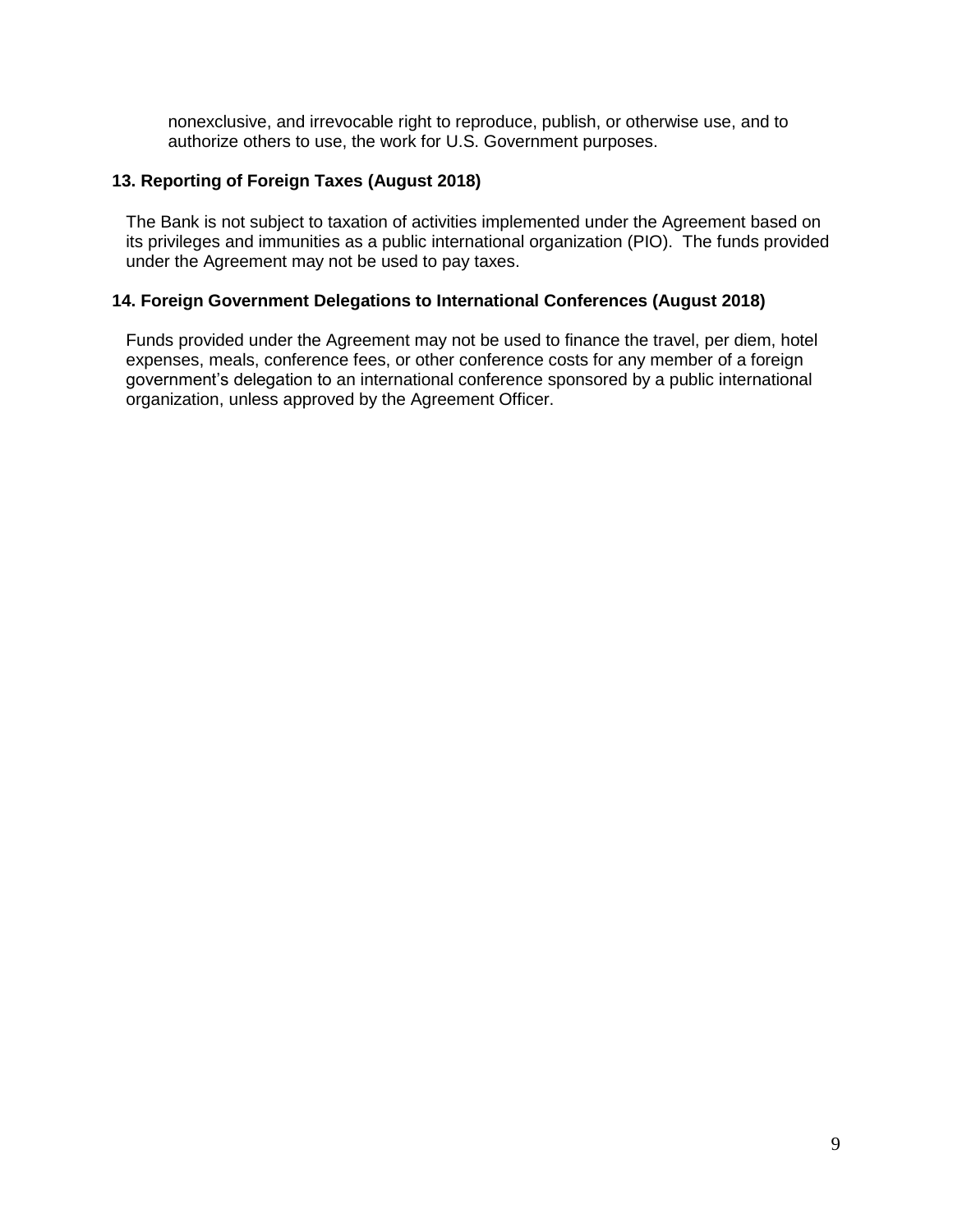nonexclusive, and irrevocable right to reproduce, publish, or otherwise use, and to authorize others to use, the work for U.S. Government purposes.

## 13. Reporting of Foreign Taxes (August 2018)

The Bank is not subject to taxation of activities implemented under the Agreement based on its privileges and immunities as a public international organization (PIO). The funds provided under the Agreement may not be used to pay taxes.

## 14. Foreign Government Delegations to International Conferences (August 2018)

Funds provided under the Agreement may not be used to finance the travel, per diem, hotel expenses, meals, conference fees, or other conference costs for any member of a foreign government's delegation to an international conference sponsored by a public international organization, unless approved by the Agreement Officer.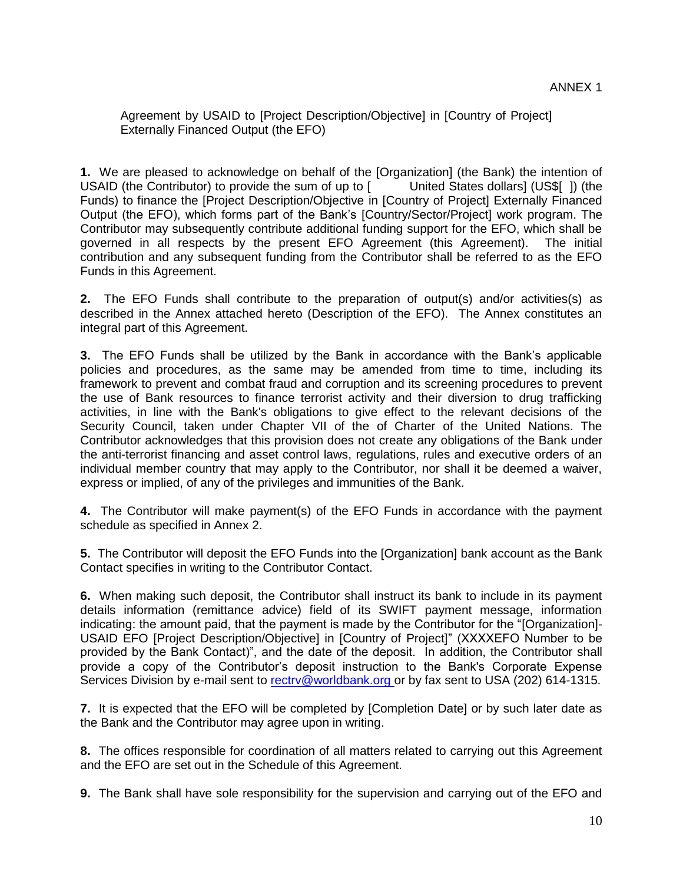ANNEX 1

Agreement by USAID to [Project Description/Objective] in [Country of Project] Externally Financed Output (the EFO)

**1.** We are pleased to acknowledge on behalf of the [Organization] (the Bank) the intention of USAID (the Contributor) to provide the sum of up to [ United States dollars] (US$[ ]) (the Funds) to finance the [Project Description/Objective in [Country of Project] Externally Financed Output (the EFO), which forms part of the Bank's [Country/Sector/Project] work program. The Contributor may subsequently contribute additional funding support for the EFO, which shall be governed in all respects by the present EFO Agreement (this Agreement). The initial contribution and any subsequent funding from the Contributor shall be referred to as the EFO Funds in this Agreement.

**2.** The EFO Funds shall contribute to the preparation of output(s) and/or activities(s) as described in the Annex attached hereto (Description of the EFO). The Annex constitutes an integral part of this Agreement.

**3.** The EFO Funds shall be utilized by the Bank in accordance with the Bank's applicable policies and procedures, as the same may be amended from time to time, including its framework to prevent and combat fraud and corruption and its screening procedures to prevent the use of Bank resources to finance terrorist activity and their diversion to drug trafficking activities, in line with the Bank's obligations to give effect to the relevant decisions of the Security Council, taken under Chapter VII of the of Charter of the United Nations. The Contributor acknowledges that this provision does not create any obligations of the Bank under the anti-terrorist financing and asset control laws, regulations, rules and executive orders of an individual member country that may apply to the Contributor, nor shall it be deemed a waiver, express or implied, of any of the privileges and immunities of the Bank.

**4.** The Contributor will make payment(s) of the EFO Funds in accordance with the payment schedule as specified in Annex 2.

**5.** The Contributor will deposit the EFO Funds into the [Organization] bank account as the Bank Contact specifies in writing to the Contributor Contact.

**6.** When making such deposit, the Contributor shall instruct its bank to include in its payment details information (remittance advice) field of its SWIFT payment message, information indicating: the amount paid, that the payment is made by the Contributor for the "[Organization]-USAID EFO [Project Description/Objective] in [Country of Project]" (XXXXEFO Number to be provided by the Bank Contact)", and the date of the deposit. In addition, the Contributor shall provide a copy of the Contributor's deposit instruction to the Bank's Corporate Expense Services Division by e-mail sent to rectrv@worldbank.org or by fax sent to USA (202) 614-1315.

**7.** It is expected that the EFO will be completed by [Completion Date] or by such later date as the Bank and the Contributor may agree upon in writing.

**8.** The offices responsible for coordination of all matters related to carrying out this Agreement and the EFO are set out in the Schedule of this Agreement.

**9.** The Bank shall have sole responsibility for the supervision and carrying out of the EFO and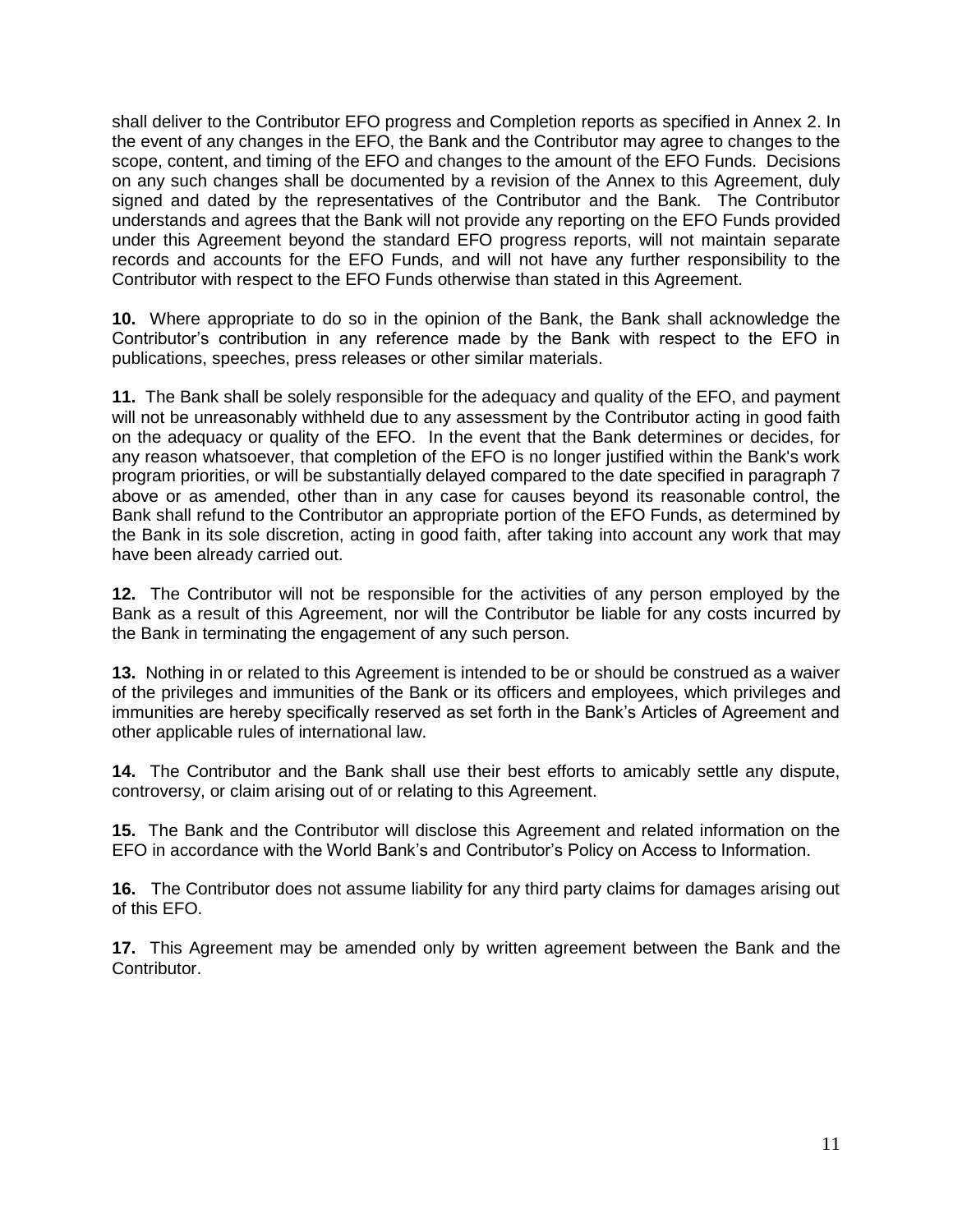shall deliver to the Contributor EFO progress and Completion reports as specified in Annex 2. In the event of any changes in the EFO, the Bank and the Contributor may agree to changes to the scope, content, and timing of the EFO and changes to the amount of the EFO Funds. Decisions on any such changes shall be documented by a revision of the Annex to this Agreement, duly signed and dated by the representatives of the Contributor and the Bank. The Contributor understands and agrees that the Bank will not provide any reporting on the EFO Funds provided under this Agreement beyond the standard EFO progress reports, will not maintain separate records and accounts for the EFO Funds, and will not have any further responsibility to the Contributor with respect to the EFO Funds otherwise than stated in this Agreement.

**10.** Where appropriate to do so in the opinion of the Bank, the Bank shall acknowledge the Contributor's contribution in any reference made by the Bank with respect to the EFO in publications, speeches, press releases or other similar materials.

**11.** The Bank shall be solely responsible for the adequacy and quality of the EFO, and payment will not be unreasonably withheld due to any assessment by the Contributor acting in good faith on the adequacy or quality of the EFO. In the event that the Bank determines or decides, for any reason whatsoever, that completion of the EFO is no longer justified within the Bank's work program priorities, or will be substantially delayed compared to the date specified in paragraph 7 above or as amended, other than in any case for causes beyond its reasonable control, the Bank shall refund to the Contributor an appropriate portion of the EFO Funds, as determined by the Bank in its sole discretion, acting in good faith, after taking into account any work that may have been already carried out.

**12.** The Contributor will not be responsible for the activities of any person employed by the Bank as a result of this Agreement, nor will the Contributor be liable for any costs incurred by the Bank in terminating the engagement of any such person.

**13.** Nothing in or related to this Agreement is intended to be or should be construed as a waiver of the privileges and immunities of the Bank or its officers and employees, which privileges and immunities are hereby specifically reserved as set forth in the Bank's Articles of Agreement and other applicable rules of international law.

**14.** The Contributor and the Bank shall use their best efforts to amicably settle any dispute, controversy, or claim arising out of or relating to this Agreement.

**15.** The Bank and the Contributor will disclose this Agreement and related information on the EFO in accordance with the World Bank's and Contributor's Policy on Access to Information.

**16.** The Contributor does not assume liability for any third party claims for damages arising out of this EFO.

**17.** This Agreement may be amended only by written agreement between the Bank and the Contributor.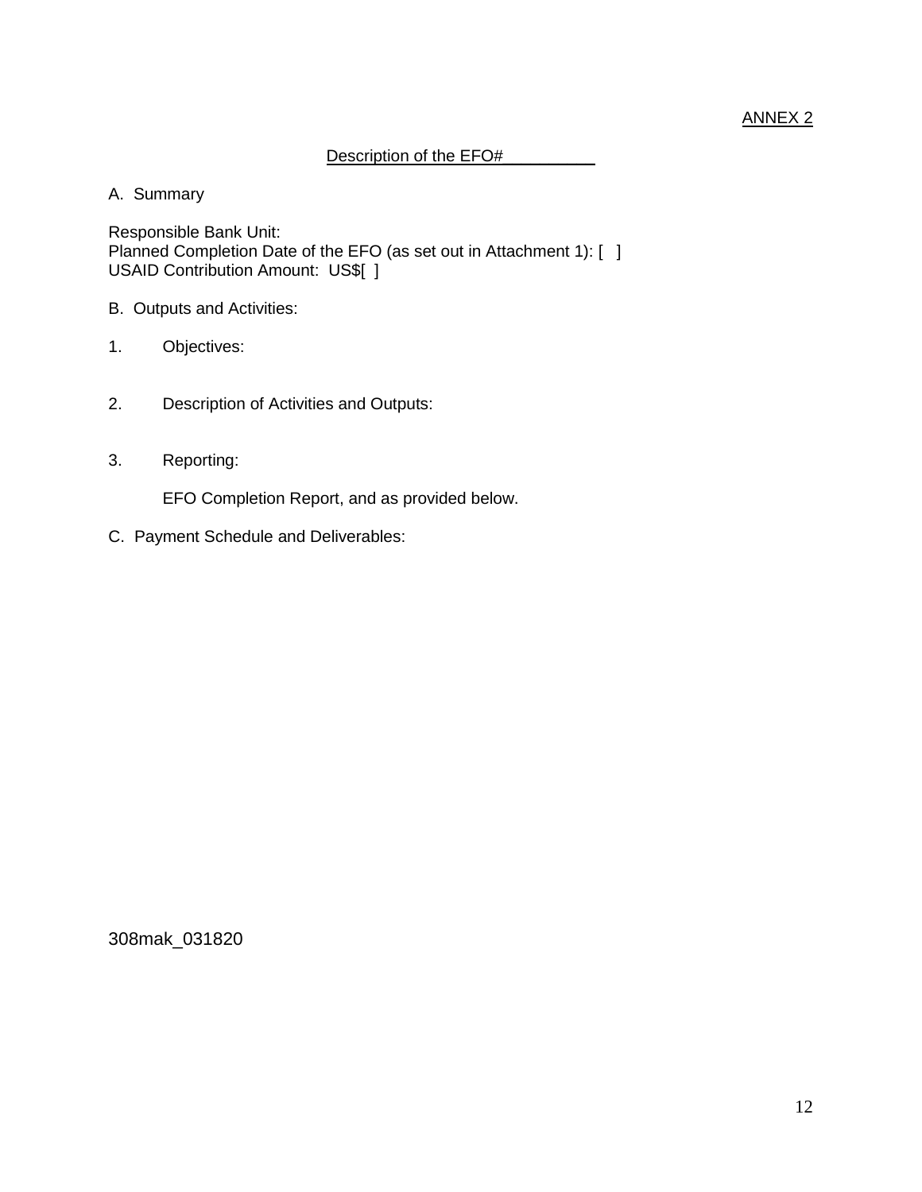ANNEX 2

Description of the EFO#\_\_\_\_\_\_\_\_\_\_

A. Summary

Responsible Bank Unit:
Planned Completion Date of the EFO (as set out in Attachment 1): [ ]
USAID Contribution Amount: US$[ ]

B. Outputs and Activities:

1. Objectives:

2. Description of Activities and Outputs:

3. Reporting:

   EFO Completion Report, and as provided below.

C. Payment Schedule and Deliverables:

308mak_031820